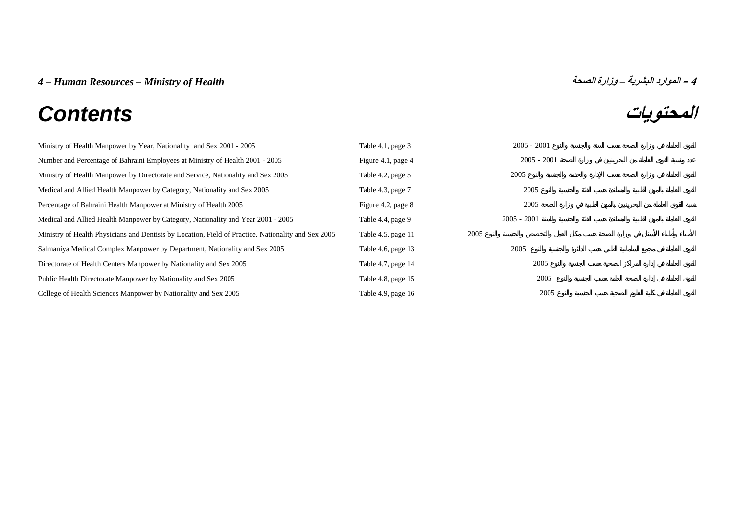# Contents

# المحتويات

| | | |
|---|---|---|
| Ministry of Health Manpower by Year, Nationality and Sex 2001 - 2005 | Table 4.1, page 3 | القوى العاملة في وزارة الصحة حسب السنة والجنسية والنوع 2001 - 2005 |
| Number and Percentage of Bahraini Employees at Ministry of Health 2001 - 2005 | Figure 4.1, page 4 | عدد ونسبة القوى العاملة من البحرينيين في وزارة الصحة 2001 - 2005 |
| Ministry of Health Manpower by Directorate and Service, Nationality and Sex 2005 | Table 4.2, page 5 | القوى العاملة في وزارة الصحة حسب الإدارة والخدمة والجنسية والنوع 2005 |
| Medical and Allied Health Manpower by Category, Nationality and Sex 2005 | Table 4.3, page 7 | القوى العاملة بالمهن الطبية والمساندة حسب الفئة والجنسية والنوع 2005 |
| Percentage of Bahraini Health Manpower at Ministry of Health 2005 | Figure 4.2, page 8 | نسبة القوى العاملة من البحرينيين بالمهن الطبية في وزارة الصحة 2005 |
| Medical and Allied Health Manpower by Category, Nationality and Year 2001 - 2005 | Table 4.4, page 9 | القوى العاملة بالمهن الطبية والمساندة حسب الفئة والجنسية والسنة 2001 - 2005 |
| Ministry of Health Physicians and Dentists by Location, Field of Practice, Nationality and Sex 2005 | Table 4.5, page 11 | الأطباء وأطباء الأسنان في وزارة الصحة حسب مكان العمل والتخصص والجنسية والنوع 2005 |
| Salmaniya Medical Complex Manpower by Department, Nationality and Sex 2005 | Table 4.6, page 13 | القوى العاملة في مجمع السلمانية الطبي حسب الدائرة والجنسية والنوع 2005 |
| Directorate of Health Centers Manpower by Nationality and Sex 2005 | Table 4.7, page 14 | القوى العاملة في إدارة المراكز الصحية حسب الجنسية والنوع 2005 |
| Public Health Directorate Manpower by Nationality and Sex 2005 | Table 4.8, page 15 | القوى العاملة في إدارة الصحة العامة حسب الجنسية والنوع 2005 |
| College of Health Sciences Manpower by Nationality and Sex 2005 | Table 4.9, page 16 | القوى العاملة في كلية العلوم الصحية حسب الجنسية والنوع 2005 |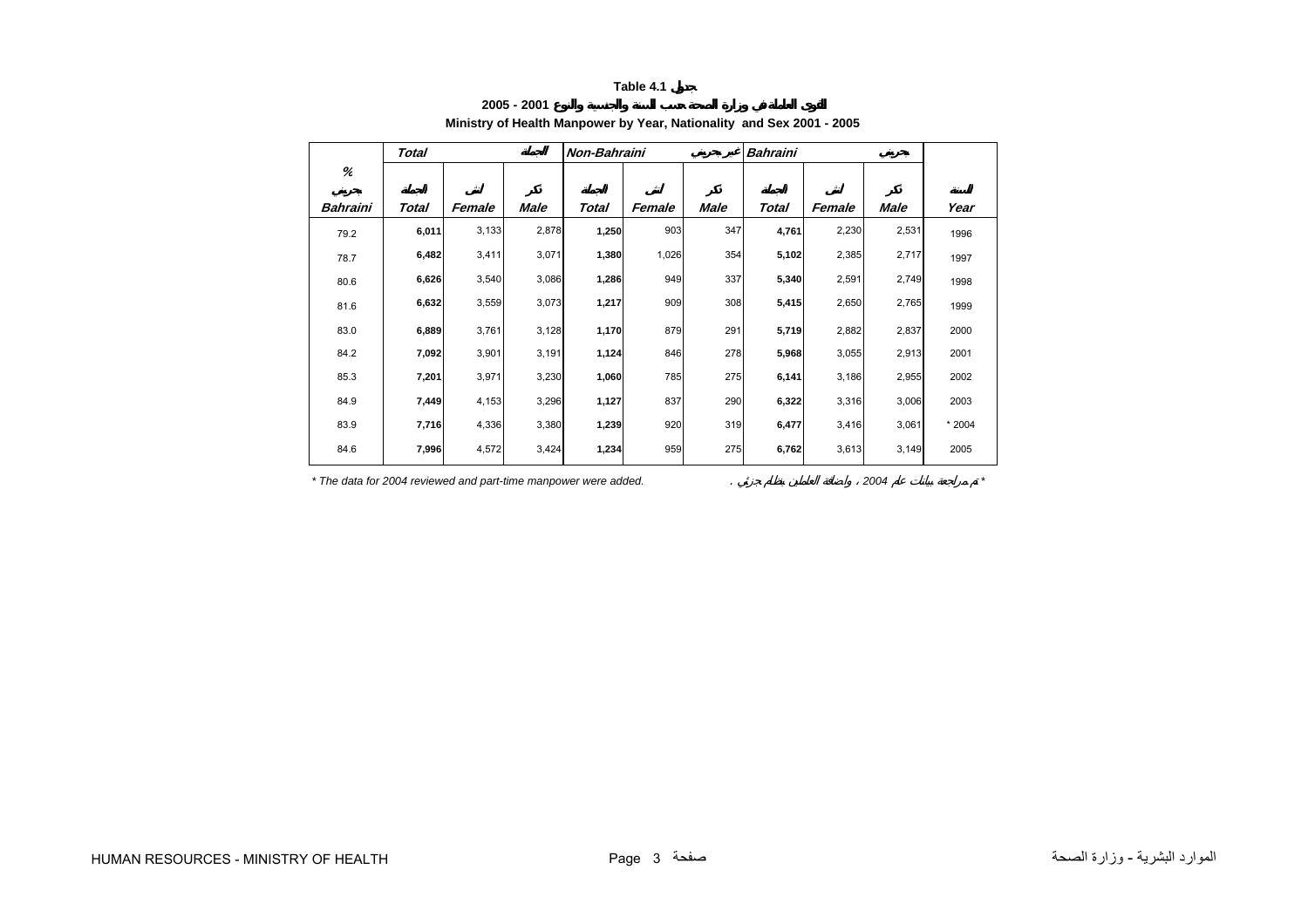**Table 4.1 جدول**

**2005 - 2001 القوى العاملة في وزارة الصحة حسب السنة والجنسية والنوع**

**Ministry of Health Manpower by Year, Nationality and Sex 2001 - 2005**

| % | Total | | الجملة | Non-Bahraini | | غير بحريني | Bahraini | | بحريني | |
|---|---|---|---|---|---|---|---|---|---|---|
| بحريني | الجملة | أنثى | ذكر | الجملة | أنثى | ذكر | الجملة | أنثى | ذكر | السنة |
| Bahraini | Total | Female | Male | Total | Female | Male | Total | Female | Male | Year |
| 79.2 | **6,011** | 3,133 | 2,878 | **1,250** | 903 | 347 | **4,761** | 2,230 | 2,531 | 1996 |
| 78.7 | **6,482** | 3,411 | 3,071 | **1,380** | 1,026 | 354 | **5,102** | 2,385 | 2,717 | 1997 |
| 80.6 | **6,626** | 3,540 | 3,086 | **1,286** | 949 | 337 | **5,340** | 2,591 | 2,749 | 1998 |
| 81.6 | **6,632** | 3,559 | 3,073 | **1,217** | 909 | 308 | **5,415** | 2,650 | 2,765 | 1999 |
| 83.0 | **6,889** | 3,761 | 3,128 | **1,170** | 879 | 291 | **5,719** | 2,882 | 2,837 | 2000 |
| 84.2 | **7,092** | 3,901 | 3,191 | **1,124** | 846 | 278 | **5,968** | 3,055 | 2,913 | 2001 |
| 85.3 | **7,201** | 3,971 | 3,230 | **1,060** | 785 | 275 | **6,141** | 3,186 | 2,955 | 2002 |
| 84.9 | **7,449** | 4,153 | 3,296 | **1,127** | 837 | 290 | **6,322** | 3,316 | 3,006 | 2003 |
| 83.9 | **7,716** | 4,336 | 3,380 | **1,239** | 920 | 319 | **6,477** | 3,416 | 3,061 | * 2004 |
| 84.6 | **7,996** | 4,572 | 3,424 | **1,234** | 959 | 275 | **6,762** | 3,613 | 3,149 | 2005 |

*\* The data for 2004 reviewed and part-time manpower were added.*

*\* تم مراجعة بيانات عام 2004 ، وإضافة العاملين بنظام جزئي .*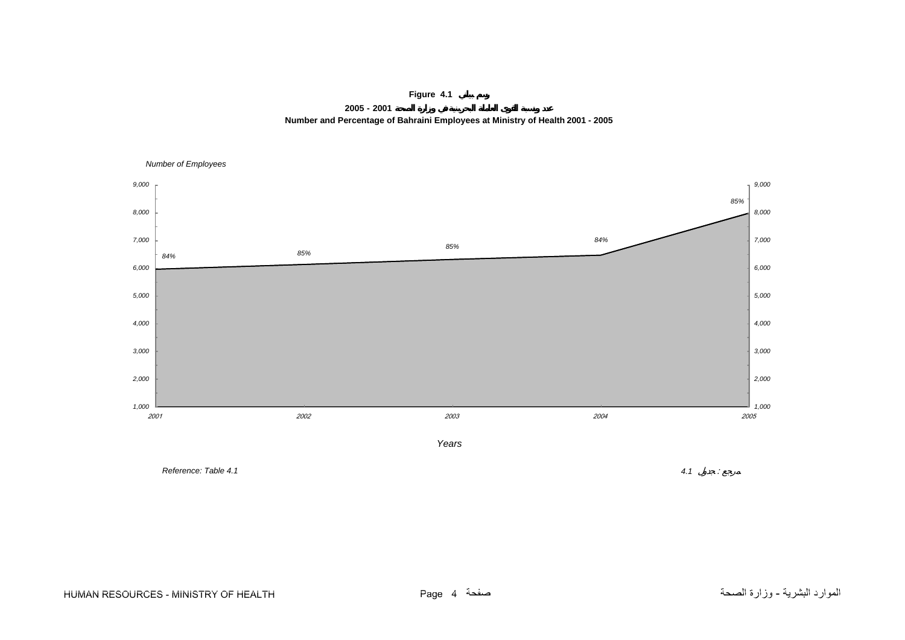**Figure 4.1 رسم بياني**

**عدد ونسبة القوى العاملة البحرينية في وزارة الصحة 2001 - 2005**

**Number and Percentage of Bahraini Employees at Ministry of Health 2001 - 2005**

*Number of Employees*

| Year | Percentage |
|---|---|
| 2001 | 84% |
| 2002 | 85% |
| 2003 | 85% |
| 2004 | 84% |
| 2005 | 85% |

*Years*

*Reference: Table 4.1*

*مرجع : جدول 4.1*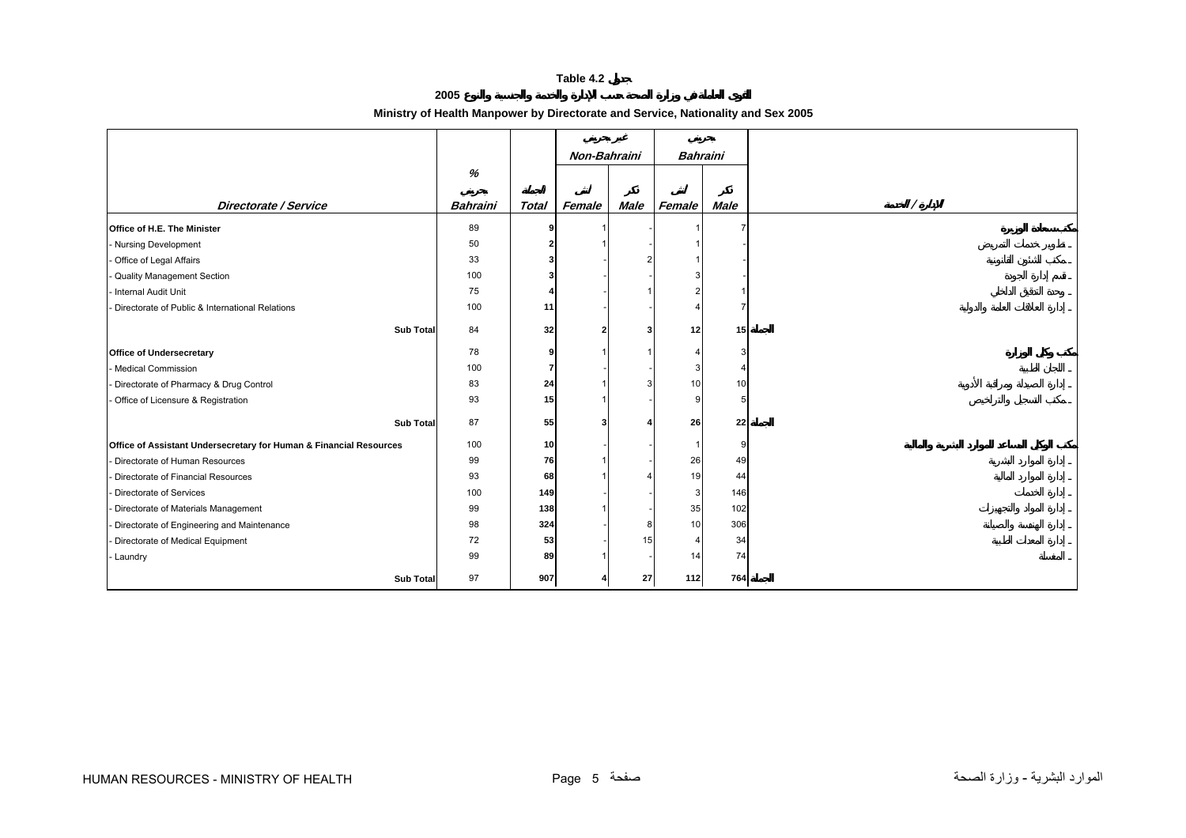**Table 4.2 جدول**

**2005 القوى العاملة في وزارة الصحة حسب الإدارة والخدمة والجنسية والنوع**

**Ministry of Health Manpower by Directorate and Service, Nationality and Sex 2005**

| | % | | Non-Bahraini غير بحريني | | Bahraini بحريني | | |
|---|---|---|---|---|---|---|---|
| **Directorate / Service** | **Bahraini** بحريني | **Total** الجملة | **Female** أنثى | **Male** ذكر | **Female** أنثى | **Male** ذكر | **الإدارة / الخدمة** |
| **Office of H.E. The Minister** | 89 | **9** | 1 | - | 1 | 7 | مكتب سعادة الوزيرة |
| - Nursing Development | 50 | **2** | 1 | - | 1 | - | ـ تطوير خدمات التمريض |
| - Office of Legal Affairs | 33 | **3** | - | 2 | 1 | - | ـ مكتب الشئون القانونية |
| - Quality Management Section | 100 | **3** | - | - | 3 | - | ـ قسم إدارة الجودة |
| - Internal Audit Unit | 75 | **4** | - | 1 | 2 | 1 | ـ وحدة التدقيق الداخلي |
| - Directorate of Public & International Relations | 100 | **11** | - | - | 4 | 7 | ـ إدارة العلاقات العامة والدولية |
| **Sub Total** | 84 | **32** | **2** | **3** | **12** | **15** | **الجملة** |
| **Office of Undersecretary** | 78 | **9** | 1 | 1 | 4 | 3 | مكتب وكيل الوزارة |
| - Medical Commission | 100 | **7** | - | - | 3 | 4 | ـ اللجان الطبية |
| - Directorate of Pharmacy & Drug Control | 83 | **24** | 1 | 3 | 10 | 10 | ـ إدارة الصيدلة ومراقبة الأدوية |
| - Office of Licensure & Registration | 93 | **15** | 1 | - | 9 | 5 | ـ مكتب التسجيل والتراخيص |
| **Sub Total** | 87 | **55** | **3** | **4** | **26** | **22** | **الجملة** |
| **Office of Assistant Undersecretary for Human & Financial Resources** | 100 | **10** | - | - | 1 | 9 | مكتب الوكيل المساعد للموارد البشرية والمالية |
| - Directorate of Human Resources | 99 | **76** | 1 | - | 26 | 49 | ـ إدارة الموارد البشرية |
| - Directorate of Financial Resources | 93 | **68** | 1 | 4 | 19 | 44 | ـ إدارة الموارد المالية |
| - Directorate of Services | 100 | **149** | - | - | 3 | 146 | ـ إدارة الخدمات |
| - Directorate of Materials Management | 99 | **138** | 1 | - | 35 | 102 | ـ إدارة المواد والتجهيزات |
| - Directorate of Engineering and Maintenance | 98 | **324** | - | 8 | 10 | 306 | ـ إدارة الهندسة والصيانة |
| - Directorate of Medical Equipment | 72 | **53** | - | 15 | 4 | 34 | ـ إدارة المعدات الطبية |
| - Laundry | 99 | **89** | 1 | - | 14 | 74 | ـ المغسلة |
| **Sub Total** | 97 | **907** | **4** | **27** | **112** | **764** | **الجملة** |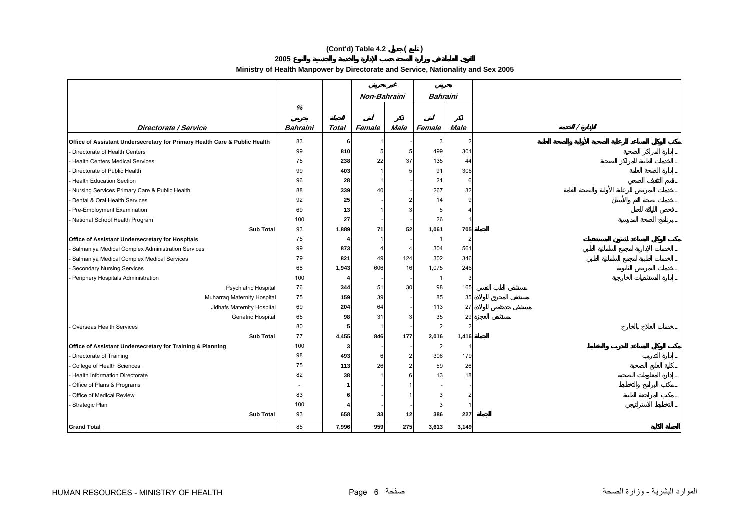**(Cont'd) Table 4.2 جدول ( تابع )**

**القوى العاملة في وزارة الصحة حسب الإدارة والخدمة والجنسية والنوع 2005**

**Ministry of Health Manpower by Directorate and Service, Nationality and Sex 2005**

| Directorate / Service | % Bahraini بحريني | Total المجموع | Non-Bahraini غير بحريني Female أنثى | Non-Bahraini غير بحريني Male ذكر | Bahraini بحريني Female أنثى | Bahraini بحريني Male ذكر | الإدارة / الخدمة |
|---|---|---|---|---|---|---|---|
| **Office of Assistant Undersecretary for Primary Health Care & Public Health** | 83 | **6** | 1 | - | 3 | 2 | مكتب الوكيل المساعد للرعاية الصحية الأولية والصحة العامة |
| - Directorate of Health Centers | 99 | **810** | 5 | 5 | 499 | 301 | - إدارة المراكز الصحية |
| - Health Centers Medical Services | 75 | **238** | 22 | 37 | 135 | 44 | - الخدمات الطبية للمراكز الصحية |
| - Directorate of Public Health | 99 | **403** | 1 | 5 | 91 | 306 | - إدارة الصحة العامة |
| - Health Education Section | 96 | **28** | 1 | - | 21 | 6 | - قسم التثقيف الصحي |
| - Nursing Services Primary Care & Public Health | 88 | **339** | 40 | - | 267 | 32 | - خدمات التمريض للرعاية الأولية والصحة العامة |
| - Dental & Oral Health Services | 92 | **25** | - | 2 | 14 | 9 | - خدمات صحة الفم والأسنان |
| - Pre-Employment Examination | 69 | **13** | 1 | 3 | 5 | 4 | - فحص اللياقة للعمل |
| - National School Health Program | 100 | **27** | - | - | 26 | 1 | - برنامج الصحة المدرسية |
| **Sub Total** | 93 | **1,889** | **71** | **52** | **1,061** | **705** | **المجموع** |
| **Office of Assistant Undersecretary for Hospitals** | 75 | **4** | 1 | - | 1 | 2 | مكتب الوكيل المساعد لشئون المستشفيات |
| - Salmaniya Medical Complex Administration Services | 99 | **873** | 4 | 4 | 304 | 561 | - الخدمات الإدارية لمجمع السلمانية الطبي |
| - Salmaniya Medical Complex Medical Services | 79 | **821** | 49 | 124 | 302 | 346 | - الخدمات الطبية لمجمع السلمانية الطبي |
| - Secondary Nursing Services | 68 | **1,943** | 606 | 16 | 1,075 | 246 | - خدمات التمريض الثانوية |
| - Periphery Hospitals Administration | 100 | **4** | - | - | 1 | 3 | - إدارة المستشفيات الخارجية |
| Psychiatric Hospital | 76 | **344** | 51 | 30 | 98 | 165 | مستشفى الطب النفسي |
| Muharraq Maternity Hospital | 75 | **159** | 39 | - | 85 | 35 | مستشفى المحرق للولادة |
| Jidhafs Maternity Hospital | 69 | **204** | 64 | - | 113 | 27 | مستشفى جدحفص للولادة |
| Geriatric Hospital | 65 | **98** | 31 | 3 | 35 | 29 | مستشفى العجزة |
| - Overseas Health Services | 80 | **5** | 1 | - | 2 | 2 | - خدمات العلاج بالخارج |
| **Sub Total** | 77 | **4,455** | **846** | **177** | **2,016** | **1,416** | **المجموع** |
| **Office of Assistant Undersecretary for Training & Planning** | 100 | **3** | - | - | 2 | 1 | مكتب الوكيل المساعد للتدريب والتخطيط |
| - Directorate of Training | 98 | **493** | 6 | 2 | 306 | 179 | - إدارة التدريب |
| - College of Health Sciences | 75 | **113** | 26 | 2 | 59 | 26 | - كلية العلوم الصحية |
| - Health Information Directorate | 82 | **38** | 1 | 6 | 13 | 18 | - إدارة المعلومات الصحية |
| - Office of Plans & Programs | - | **1** | - | 1 | - | - | - مكتب البرامج والتخطيط |
| - Office of Medical Review | 83 | **6** | - | 1 | 3 | 2 | - مكتب المراجعة الطبية |
| - Strategic Plan | 100 | **4** | - | - | 3 | 1 | - التخطيط الأستراتيجي |
| **Sub Total** | 93 | **658** | **33** | **12** | **386** | **227** | **المجموع** |
| **Grand Total** | 85 | **7,996** | **959** | **275** | **3,613** | **3,149** | **الجملة الكلية** |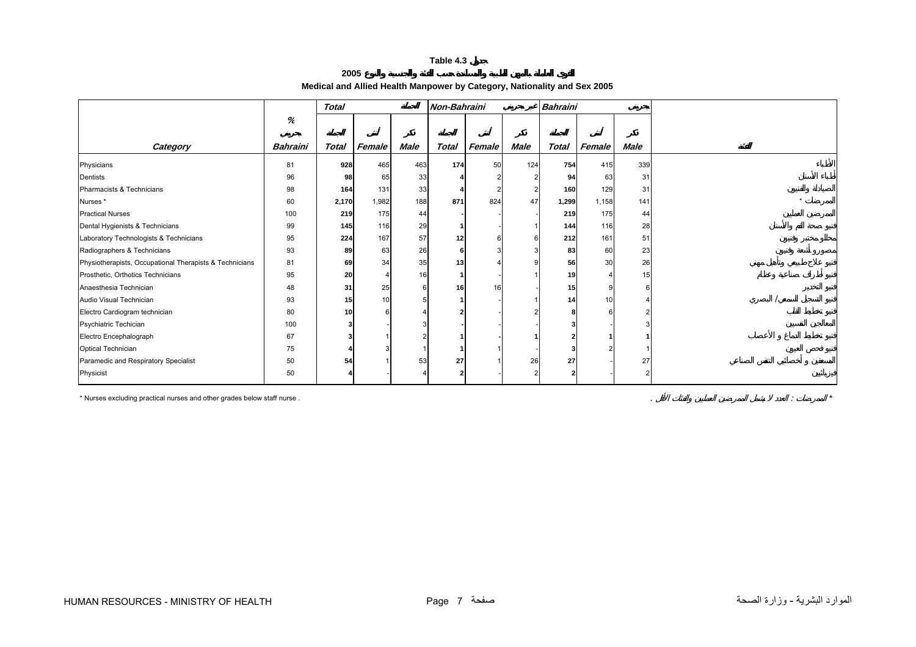**Table 4.3 جدول**

**2005 القوى العاملة بالمهن الطبية والمساندة حسب الفئة والجنسية والنوع**

**Medical and Allied Health Manpower by Category, Nationality and Sex 2005**

| | % | *Total* | | المجموع | *Non-Bahraini* | | غير بحريني | *Bahraini* | | بحريني | |
|---|---|---|---|---|---|---|---|---|---|---|---|
| | بحريني | المجموع | أنثى | ذكر | المجموع | أنثى | ذكر | المجموع | أنثى | ذكر | |
| *Category* | *Bahraini* | *Total* | *Female* | *Male* | *Total* | *Female* | *Male* | *Total* | *Female* | *Male* | الفئة |
| Physicians | 81 | **928** | 465 | 463 | **174** | 50 | 124 | **754** | 415 | 339 | الأطباء |
| Dentists | 96 | **98** | 65 | 33 | **4** | 2 | 2 | **94** | 63 | 31 | أطباء الأسنان |
| Pharmacists & Technicians | 98 | **164** | 131 | 33 | **4** | 2 | 2 | **160** | 129 | 31 | الصيادلة والفنيون |
| Nurses * | 60 | **2,170** | 1,982 | 188 | **871** | 824 | 47 | **1,299** | 1,158 | 141 | الممرضات * |
| Practical Nurses | 100 | **219** | 175 | 44 | **-** | - | - | **219** | 175 | 44 | الممرضين العمليين |
| Dental Hygienists & Technicians | 99 | **145** | 116 | 29 | **1** | - | 1 | **144** | 116 | 28 | فنيو صحة الفم والأسنان |
| Laboratory Technologists & Technicians | 95 | **224** | 167 | 57 | **12** | 6 | 6 | **212** | 161 | 51 | محللو مختبر وفنيون |
| Radiographers & Technicians | 93 | **89** | 63 | 26 | **6** | 3 | 3 | **83** | 60 | 23 | مصورو أشعة وفنيون |
| Physiotherapists, Occupational Therapists & Technicians | 81 | **69** | 34 | 35 | **13** | 4 | 9 | **56** | 30 | 26 | فنيو علاج طبيعي وتأهيل مهني |
| Prosthetic, Orthotics Technicians | 95 | **20** | 4 | 16 | **1** | - | 1 | **19** | 4 | 15 | فنيو أطراف صناعية وعظام |
| Anaesthesia Technician | 48 | **31** | 25 | 6 | **16** | 16 | - | **15** | 9 | 6 | فنيو التخدير |
| Audio Visual Technician | 93 | **15** | 10 | 5 | **1** | - | 1 | **14** | 10 | 4 | فنيو التسجيل السمعي / البصري |
| Electro Cardiogram technician | 80 | **10** | 6 | 4 | **2** | - | 2 | **8** | 6 | 2 | فنيو تخطيط القلب |
| Psychiatric Techician | 100 | **3** | - | 3 | **-** | - | - | **3** | - | 3 | المعالجين النفسيين |
| Electro Encephalograph | 67 | **3** | 1 | 2 | **1** | - | **1** | **2** | **1** | **1** | فنيو تخطيط الدماغ و الأعصاب |
| Optical Technician | 75 | **4** | 3 | 1 | **1** | 1 | - | **3** | 2 | 1 | فنيو فحص العيون |
| Paramedic and Respiratory Specialist | 50 | **54** | 1 | 53 | **27** | 1 | 26 | **27** | - | 27 | المسعفين و أخصائيي التنفس الصناعي |
| Physicist | 50 | **4** | - | 4 | **2** | - | 2 | **2** | - | 2 | فيزيائيين |

\* Nurses excluding practical nurses and other grades below staff nurse .

\* الممرضات : العدد لا يشمل الممرضين العمليين والفئات الأقل .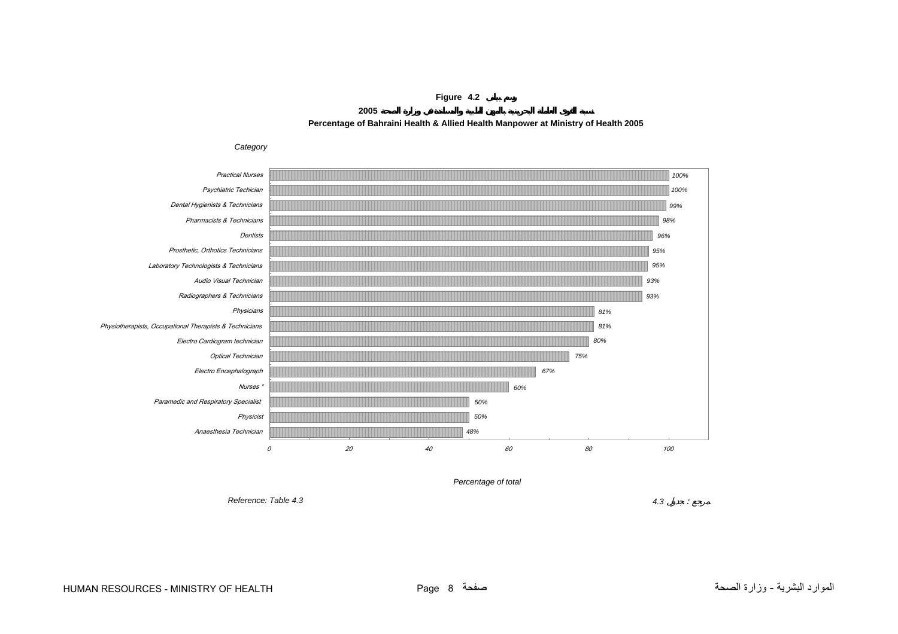**Figure 4.2 رسم بياني**

**نسبة القوى العاملة البحرينية بالمهن الطبية والمساندة في وزارة الصحة 2005**

**Percentage of Bahraini Health & Allied Health Manpower at Ministry of Health 2005**

| Category | Percentage of total |
|---|---|
| Practical Nurses | 100% |
| Psychiatric Techician | 100% |
| Dental Hygienists & Technicians | 99% |
| Pharmacists & Technicians | 98% |
| Dentists | 96% |
| Prosthetic, Orthotics Technicians | 95% |
| Laboratory Technologists & Technicians | 95% |
| Audio Visual Technician | 93% |
| Radiographers & Technicians | 93% |
| Physicians | 81% |
| Physiotherapists, Occupational Therapists & Technicians | 81% |
| Electro Cardiogram technician | 80% |
| Optical Technician | 75% |
| Electro Encephalograph | 67% |
| Nurses * | 60% |
| Paramedic and Respiratory Specialist | 50% |
| Physicist | 50% |
| Anaesthesia Technician | 48% |

*Reference: Table 4.3*

مرجع : جدول 4.3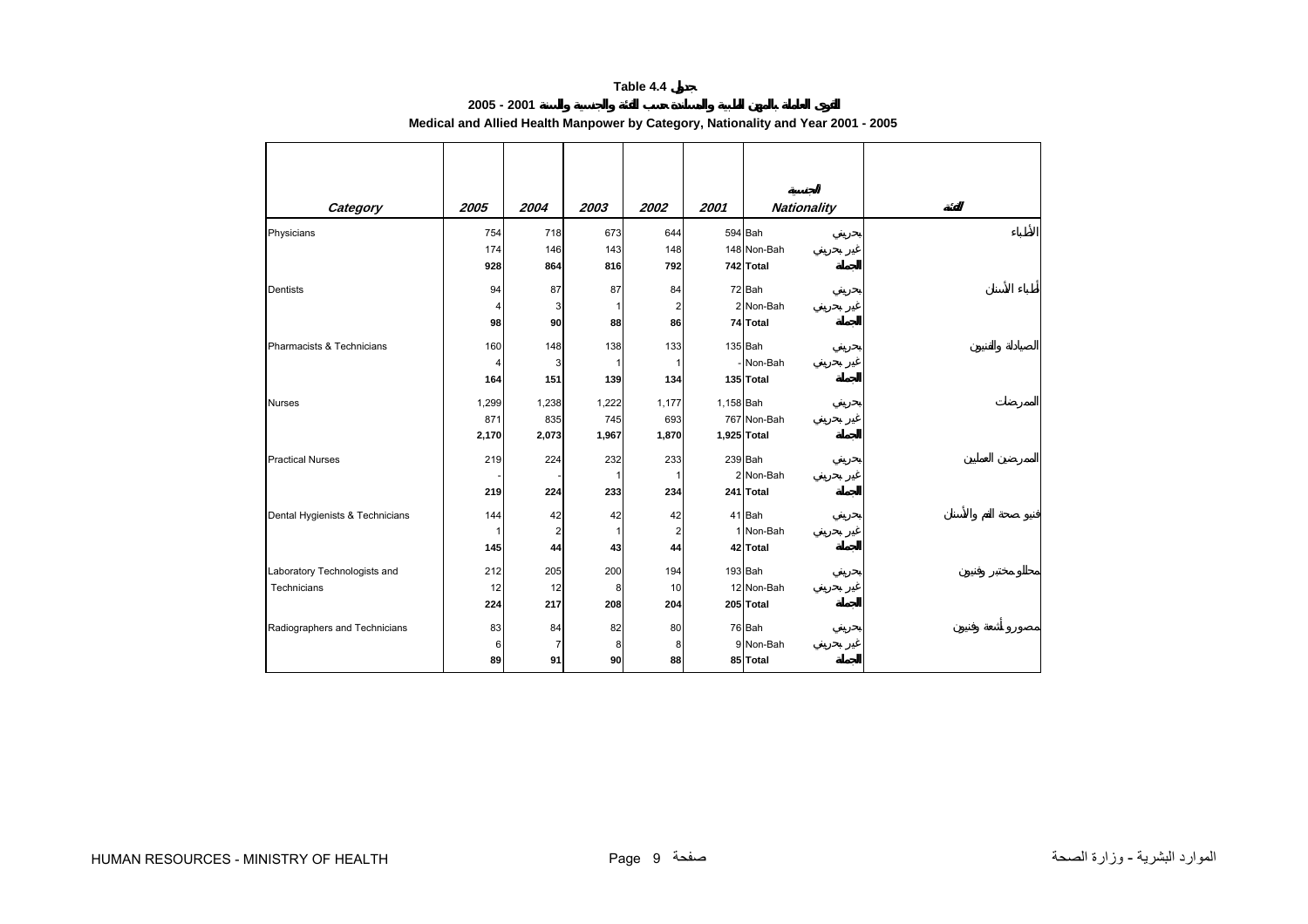**Table 4.4 جدول**

**2005 - 2001 القوى العاملة بالمهن الطبية والمساندة حسب الفئة والجنسية والسنة**

**Medical and Allied Health Manpower by Category, Nationality and Year 2001 - 2005**

| *Category* | *2005* | *2004* | *2003* | *2002* | *2001* | *Nationality* | الجنسية | الفئة |
|---|---|---|---|---|---|---|---|---|
| Physicians | 754 | 718 | 673 | 644 | 594 | Bah | بحريني | الأطباء |
| | 174 | 146 | 143 | 148 | 148 | Non-Bah | غير بحريني | |
| | **928** | **864** | **816** | **792** | **742** | **Total** | **الجملة** | |
| Dentists | 94 | 87 | 87 | 84 | 72 | Bah | بحريني | أطباء الأسنان |
| | 4 | 3 | 1 | 2 | 2 | Non-Bah | غير بحريني | |
| | **98** | **90** | **88** | **86** | **74** | **Total** | **الجملة** | |
| Pharmacists & Technicians | 160 | 148 | 138 | 133 | 135 | Bah | بحريني | الصيادلة والفنيون |
| | 4 | 3 | 1 | 1 | - | Non-Bah | غير بحريني | |
| | **164** | **151** | **139** | **134** | **135** | **Total** | **الجملة** | |
| Nurses | 1,299 | 1,238 | 1,222 | 1,177 | 1,158 | Bah | بحريني | الممرضات |
| | 871 | 835 | 745 | 693 | 767 | Non-Bah | غير بحريني | |
| | **2,170** | **2,073** | **1,967** | **1,870** | **1,925** | **Total** | **الجملة** | |
| Practical Nurses | 219 | 224 | 232 | 233 | 239 | Bah | بحريني | الممرضين العمليين |
| | - | - | 1 | 1 | 2 | Non-Bah | غير بحريني | |
| | **219** | **224** | **233** | **234** | **241** | **Total** | **الجملة** | |
| Dental Hygienists & Technicians | 144 | 42 | 42 | 42 | 41 | Bah | بحريني | فنيو صحة الفم والأسنان |
| | 1 | 2 | 1 | 2 | 1 | Non-Bah | غير بحريني | |
| | **145** | **44** | **43** | **44** | **42** | **Total** | **الجملة** | |
| Laboratory Technologists and Technicians | 212 | 205 | 200 | 194 | 193 | Bah | بحريني | محللو مختبر وفنيون |
| | 12 | 12 | 8 | 10 | 12 | Non-Bah | غير بحريني | |
| | **224** | **217** | **208** | **204** | **205** | **Total** | **الجملة** | |
| Radiographers and Technicians | 83 | 84 | 82 | 80 | 76 | Bah | بحريني | مصورو أشعة وفنيون |
| | 6 | 7 | 8 | 8 | 9 | Non-Bah | غير بحريني | |
| | **89** | **91** | **90** | **88** | **85** | **Total** | **الجملة** | |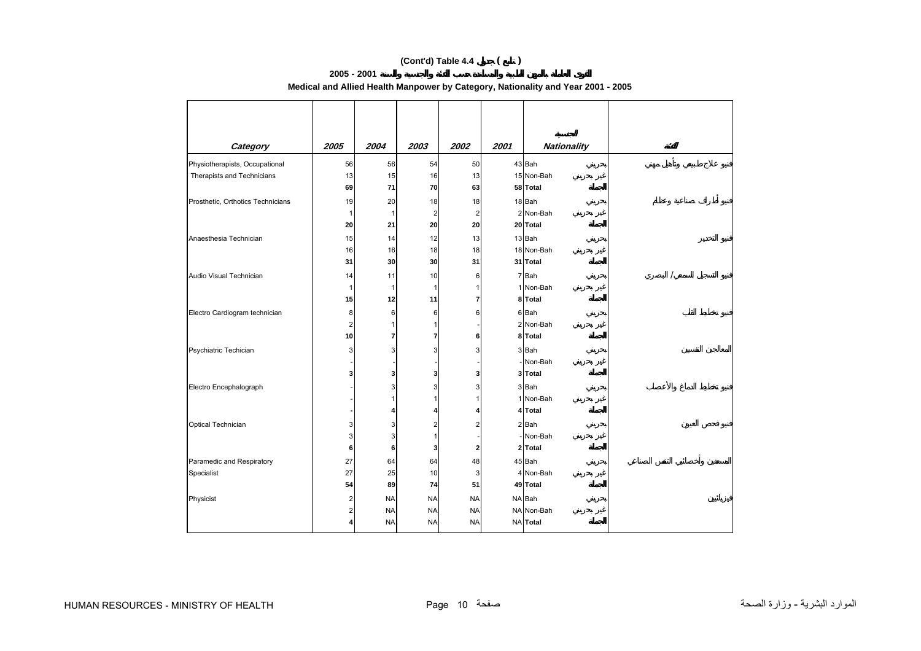**(Cont'd) Table 4.4 جدول ( تابع )**

**القوى العاملة بالمهن الطبية والمساندة حسب الفئة والجنسية والسنة 2001 - 2005**

**Medical and Allied Health Manpower by Category, Nationality and Year 2001 - 2005**

| *Category* | *2005* | *2004* | *2003* | *2002* | *2001* | *Nationality* الجنسية | | الفئة |
|---|---|---|---|---|---|---|---|---|
| Physiotherapists, Occupational | 56 | 56 | 54 | 50 | 43 | Bah | بحريني | فنيو علاج طبيعي وتأهيل مهني |
| Therapists and Technicians | 13 | 15 | 16 | 13 | 15 | Non-Bah | غير بحريني | |
| | **69** | **71** | **70** | **63** | **58** | **Total** | **الجملة** | |
| Prosthetic, Orthotics Technicians | 19 | 20 | 18 | 18 | 18 | Bah | بحريني | فنيو أطراف صناعية وعظام |
| | 1 | 1 | 2 | 2 | 2 | Non-Bah | غير بحريني | |
| | **20** | **21** | **20** | **20** | **20** | **Total** | **الجملة** | |
| Anaesthesia Technician | 15 | 14 | 12 | 13 | 13 | Bah | بحريني | فنيو التخدير |
| | 16 | 16 | 18 | 18 | 18 | Non-Bah | غير بحريني | |
| | **31** | **30** | **30** | **31** | **31** | **Total** | **الجملة** | |
| Audio Visual Technician | 14 | 11 | 10 | 6 | 7 | Bah | بحريني | فنيو التسجيل السمعي / البصري |
| | 1 | 1 | 1 | 1 | 1 | Non-Bah | غير بحريني | |
| | **15** | **12** | **11** | **7** | **8** | **Total** | **الجملة** | |
| Electro Cardiogram technician | 8 | 6 | 6 | 6 | 6 | Bah | بحريني | فنيو تخطيط القلب |
| | 2 | 1 | 1 | - | 2 | Non-Bah | غير بحريني | |
| | **10** | **7** | **7** | **6** | **8** | **Total** | **الجملة** | |
| Psychiatric Techician | 3 | 3 | 3 | 3 | 3 | Bah | بحريني | المعالجين النفسيين |
| | - | - | - | - | - | Non-Bah | غير بحريني | |
| | **3** | **3** | **3** | **3** | **3** | **Total** | **الجملة** | |
| Electro Encephalograph | - | 3 | 3 | 3 | 3 | Bah | بحريني | فنيو تخطيط الدماغ والأعصاب |
| | - | 1 | 1 | 1 | 1 | Non-Bah | غير بحريني | |
| | **-** | **4** | **4** | **4** | **4** | **Total** | **الجملة** | |
| Optical Technician | 3 | 3 | 2 | 2 | 2 | Bah | بحريني | فنيو فحص العيون |
| | 3 | 3 | 1 | - | - | Non-Bah | غير بحريني | |
| | **6** | **6** | **3** | **2** | **2** | **Total** | **الجملة** | |
| Paramedic and Respiratory | 27 | 64 | 64 | 48 | 45 | Bah | بحريني | المسعفين وأخصائيي التنفس الصناعي |
| Specialist | 27 | 25 | 10 | 3 | 4 | Non-Bah | غير بحريني | |
| | **54** | **89** | **74** | **51** | **49** | **Total** | **الجملة** | |
| Physicist | 2 | NA | NA | NA | NA | Bah | بحريني | فيزيائيين |
| | 2 | NA | NA | NA | NA | Non-Bah | غير بحريني | |
| | **4** | NA | NA | NA | NA | **Total** | **الجملة** | |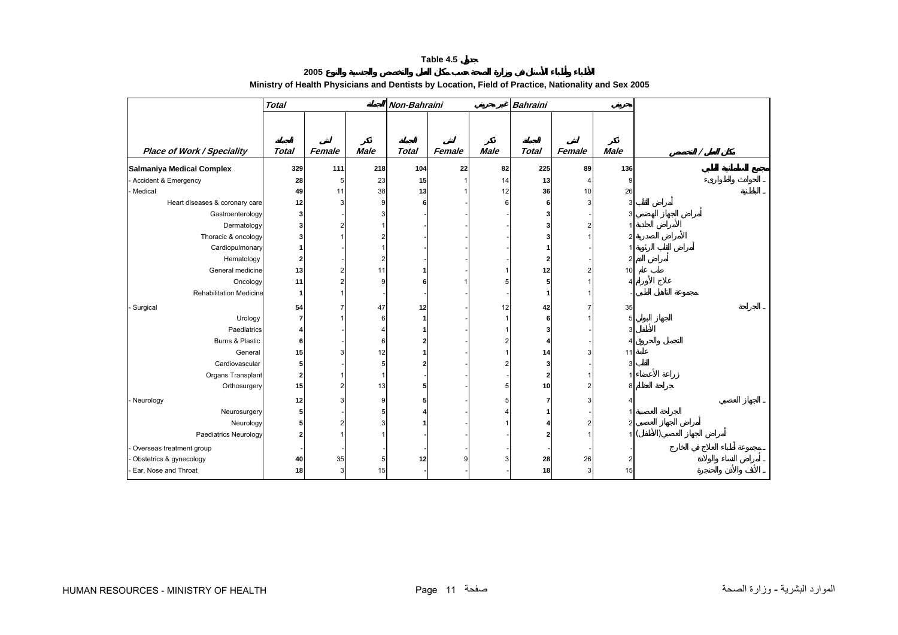**Table 4.5 جدول**

**الأطباء وأطباء الأسنان في وزارة الصحة حسب مكان العمل والتخصص والجنسية والنوع 2005**

**Ministry of Health Physicians and Dentists by Location, Field of Practice, Nationality and Sex 2005**

| | Total | | الجملة | Non-Bahraini | | غير بحريني | Bahraini | | بحريني | |
|---|---|---|---|---|---|---|---|---|---|---|
| **Place of Work / Speciality** | الجملة **Total** | أنثى **Female** | ذكر **Male** | الجملة **Total** | أنثى **Female** | ذكر **Male** | الجملة **Total** | أنثى **Female** | ذكر **Male** | **مكان العمل / التخصص** |
| **Salmaniya Medical Complex** | **329** | **111** | **218** | **104** | **22** | **82** | **225** | **89** | **136** | **مجمع السلمانية الطبي** |
| - Accident & Emergency | **28** | 5 | 23 | **15** | 1 | 14 | **13** | 4 | 9 | ـ الحوادث والطوارىء |
| - Medical | **49** | 11 | 38 | **13** | 1 | 12 | **36** | 10 | 26 | ـ الباطنية |
| Heart diseases & coronary care | **12** | 3 | 9 | **6** | - | 6 | **6** | 3 | 3 | أمراض القلب |
| Gastroenterology | **3** | - | 3 | **-** | - | - | **3** | - | 3 | أمراض الجهاز الهضمي |
| Dermatology | **3** | 2 | 1 | **-** | - | - | **3** | 2 | 1 | الأمراض الجلدية |
| Thoracic & oncology | **3** | 1 | 2 | **-** | - | - | **3** | 1 | 2 | الأمراض الصدرية |
| Cardiopulmonary | **1** | - | 1 | **-** | - | - | **1** | - | 1 | أمراض القلب الرئوية |
| Hematology | **2** | - | 2 | **-** | - | - | **2** | - | 2 | أمراض الدم |
| General medicine | **13** | 2 | 11 | **1** | - | 1 | **12** | 2 | 10 | طب عام |
| Oncology | **11** | 2 | 9 | **6** | 1 | 5 | **5** | 1 | 4 | علاج الأورام |
| Rehabilitation Medicine | **1** | 1 | - | **-** | - | - | **1** | 1 | - | مجموعة التأهيل الطبي |
| - Surgical | **54** | 7 | 47 | **12** | - | 12 | **42** | 7 | 35 | ـ الجراحة |
| Urology | **7** | 1 | 6 | **1** | - | 1 | **6** | 1 | 5 | الجهاز البولي |
| Paediatrics | **4** | - | 4 | **1** | - | 1 | **3** | - | 3 | الأطفال |
| Burns & Plastic | **6** | - | 6 | **2** | - | 2 | **4** | - | 4 | التجميل والحروق |
| General | **15** | 3 | 12 | **1** | - | 1 | **14** | 3 | 11 | عامة |
| Cardiovascular | **5** | - | 5 | **2** | - | 2 | **3** | - | 3 | القلب |
| Organs Transplant | **2** | 1 | 1 | **-** | - | - | **2** | 1 | 1 | زراعة الأعضاء |
| Orthosurgery | **15** | 2 | 13 | **5** | - | 5 | **10** | 2 | 8 | جراحة العظام |
| - Neurology | **12** | 3 | 9 | **5** | - | 5 | **7** | 3 | 4 | ـ الجهاز العصبي |
| Neurosurgery | **5** | - | 5 | **4** | - | 4 | **1** | - | 1 | الجراحة العصبية |
| Neurology | **5** | 2 | 3 | **1** | - | 1 | **4** | 2 | 2 | أمراض الجهاز العصبي |
| Paediatrics Neurology | **2** | 1 | 1 | **-** | - | - | **2** | 1 | 1 | أمراض الجهاز العصبي (الأطفال) |
| - Overseas treatment group | **-** | - | - | **-** | - | - | **-** | - | - | ـ مجموعة أطباء العلاج في الخارج |
| - Obstetrics & gynecology | **40** | 35 | 5 | **12** | 9 | 3 | **28** | 26 | 2 | ـ أمراض النساء والولادة |
| - Ear, Nose and Throat | **18** | 3 | 15 | **-** | - | - | **18** | 3 | 15 | ـ الأنف والأذن والحنجرة |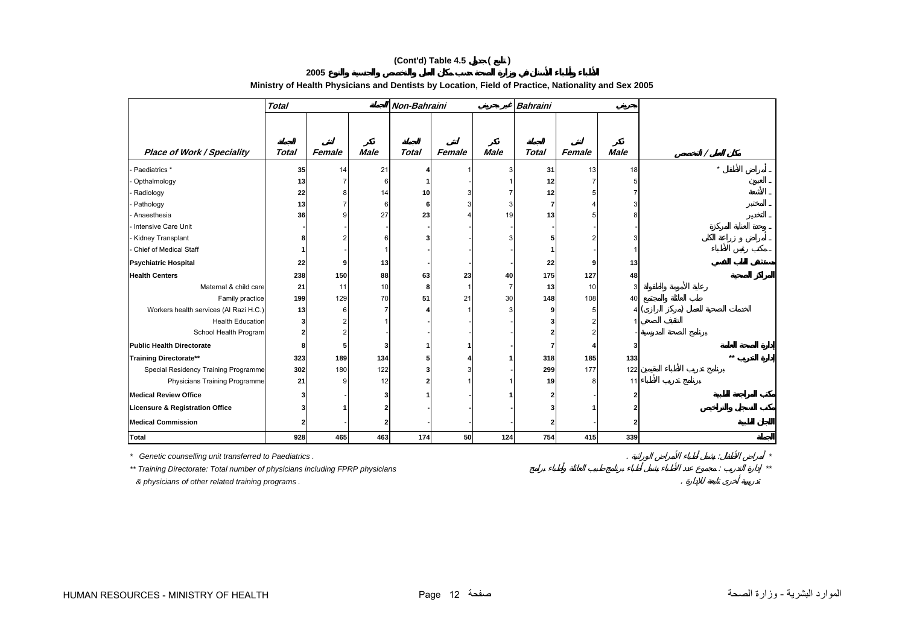**(Cont'd) Table 4.5 جدول ( تابع )**

**2005**

**Ministry of Health Physicians and Dentists by Location, Field of Practice, Nationality and Sex 2005**

| | Total | | | Non-Bahraini | | | Bahraini | | | |
|---|---|---|---|---|---|---|---|---|---|---|
| **Place of Work / Speciality** | Total | Female | Male | Total | Female | Male | Total | Female | Male | |
| - Paediatrics * | 35 | 14 | 21 | 4 | 1 | 3 | 31 | 13 | 18 | أمراض الأطفال * - |
| - Opthalmology | 13 | 7 | 6 | 1 | - | 1 | 12 | 7 | 5 | العيون - |
| - Radiology | 22 | 8 | 14 | 10 | 3 | 7 | 12 | 5 | 7 | الأشعة - |
| - Pathology | 13 | 7 | 6 | 6 | 3 | 3 | 7 | 4 | 3 | المختبر - |
| - Anaesthesia | 36 | 9 | 27 | 23 | 4 | 19 | 13 | 5 | 8 | التخدير - |
| - Intensive Care Unit | - | - | - | - | - | - | - | - | - | وحدة العناية المركزة - |
| - Kidney Transplant | 8 | 2 | 6 | 3 | - | 3 | 5 | 2 | 3 | أمراض و زراعة الكلى - |
| - Chief of Medical Staff | 1 | - | 1 | - | - | - | 1 | - | 1 | مكتب رئيس الأطباء - |
| **Psychiatric Hospital** | 22 | 9 | 13 | - | - | - | 22 | 9 | 13 | |
| **Health Centers** | 238 | 150 | 88 | 63 | 23 | 40 | 175 | 127 | 48 | |
| Maternal & child care | 21 | 11 | 10 | 8 | 1 | 7 | 13 | 10 | 3 | رعاية الأمومة والطفولة |
| Family practice | 199 | 129 | 70 | 51 | 21 | 30 | 148 | 108 | 40 | طب العائلة والمجتمع |
| Workers health services (Al Razi H.C.) | 13 | 6 | 7 | 4 | 1 | 3 | 9 | 5 | 4 | الخدمات الصحية للعمال (مركز الرازي) |
| Health Education | 3 | 2 | 1 | - | - | - | 3 | 2 | 1 | التثقيف الصحي |
| School Health Program | 2 | 2 | - | - | - | - | 2 | 2 | - | برنامج الصحة المدرسية |
| **Public Health Directorate** | 8 | 5 | 3 | 1 | 1 | - | 7 | 4 | 3 | |
| **Training Directorate**** | 323 | 189 | 134 | 5 | 4 | 1 | 318 | 185 | 133 | ** |
| Special Residency Training Programme | 302 | 180 | 122 | 3 | 3 | - | 299 | 177 | 122 | برنامج تدريب الأطباء المقيمين |
| Physicians Training Programme | 21 | 9 | 12 | 2 | 1 | 1 | 19 | 8 | 11 | برنامج تدريب الأطباء |
| **Medical Review Office** | 3 | - | 3 | 1 | - | 1 | 2 | - | 2 | |
| **Licensure & Registration Office** | 3 | 1 | 2 | - | - | - | 3 | 1 | 2 | |
| **Medical Commission** | 2 | - | 2 | - | - | - | 2 | - | 2 | |
| **Total** | 928 | 465 | 463 | 174 | 50 | 124 | 754 | 415 | 339 | |

\* Genetic counselling unit transferred to Paediatrics . — * أمراض الأطفال : يشمل أطباء الأمراض الوراثية .

** Training Directorate: Total number of physicians including FPRP physicians & physicians of other related training programs . — ** إدارة التدريب : مجموع عدد الأطباء يشمل أطباء برنامج طبيب العائلة وأطباء برامج تدريبية أخرى تابعة للإدارة .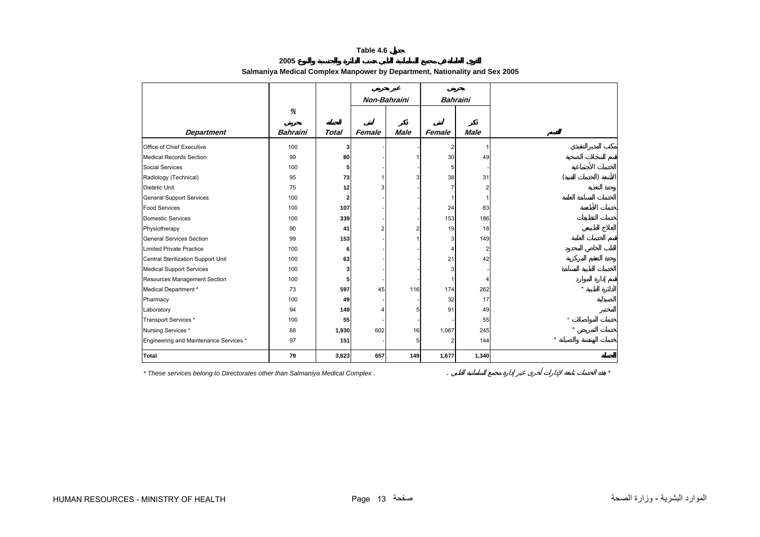# Table 4.6 جدول

## القوى العاملة في مجمع السلمانية الطبي حسب الدائرة والجنسية والنوع 2005

## Salmaniya Medical Complex Manpower by Department, Nationality and Sex 2005

| Department | % بحريني Bahraini | المجموع Total | Non-Bahraini غير بحريني | | Bahraini بحريني | | القسم |
|---|---|---|---|---|---|---|---|
| | | | أنثى Female | ذكر Male | أنثى Female | ذكر Male | |
| Office of Chief Executive | 100 | **3** | - | - | 2 | 1 | مكتب المدير التنفيذي |
| Medical Records Section | 99 | **80** | - | 1 | 30 | 49 | قسم السجلات الصحية |
| Social Services | 100 | **5** | - | - | 5 | - | الخدمات الأجتماعية |
| Radiology (Technical) | 95 | **73** | 1 | 3 | 38 | 31 | الأشعة (الخدمات الفنية) |
| Dietetic Unit | 75 | **12** | 3 | - | 7 | 2 | وحدة التغذية |
| General Support Services | 100 | **2** | - | - | 1 | 1 | الخدمات المساندة العامة |
| Food Services | 100 | **107** | - | - | 24 | 83 | خدمات الأطعمة |
| Domestic Services | 100 | **339** | - | - | 153 | 186 | خدمات التنظيفات |
| Physiotherapy | 90 | **41** | 2 | 2 | 19 | 18 | العلاج الطبيعي |
| General Services Section | 99 | **153** | - | 1 | 3 | 149 | قسم الخدمات العامة |
| Limited Private Practice | 100 | **6** | - | - | 4 | 2 | الطب الخاص المحدود |
| Central Sterilization Support Unit | 100 | **63** | - | - | 21 | 42 | وحدة التعقيم المركزية |
| Medical Support Services | 100 | **3** | - | - | 3 | - | الخدمات الطبية المساندة |
| Resources Management Section | 100 | **5** | - | - | 1 | 4 | قسم إدارة الموارد |
| Medical Department * | 73 | **597** | 45 | 116 | 174 | 262 | الدائرة الطبية * |
| Pharmacy | 100 | **49** | - | - | 32 | 17 | الصيدلية |
| Laboratory | 94 | **149** | 4 | 5 | 91 | 49 | المختبر |
| Transport Services * | 100 | **55** | - | - | - | 55 | خدمات المواصلات * |
| Nursing Services * | 68 | **1,930** | 602 | 16 | 1,067 | 245 | خدمات التمريض * |
| Engineering and Maintenance Services * | 97 | **151** | - | 5 | 2 | 144 | خدمات الهندسة والصيانة * |
| **Total** | **79** | **3,823** | **657** | **149** | **1,677** | **1,340** | **المجموع** |

*\* These services belong to Directorates other than Salmaniya Medical Complex .*

\* هذه الخدمات تابعة لإدارات أخرى غير إدارة مجمع السلمانية الطبي .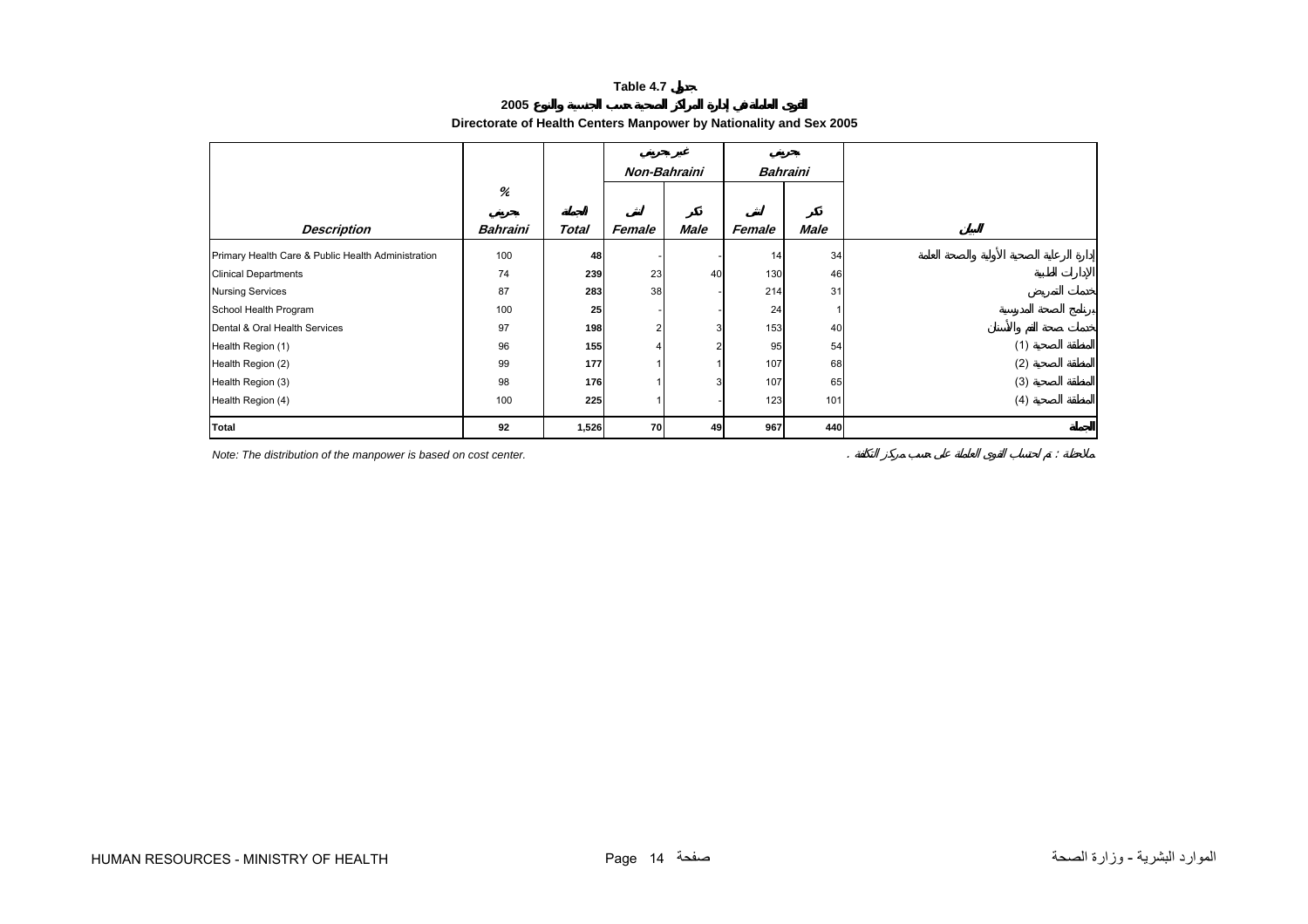# Table 4.7 جدول

## 2005 القوى العاملة في إدارة المراكز الصحية حسب الجنسية والنوع

## Directorate of Health Centers Manpower by Nationality and Sex 2005

| | % | | غير بحريني Non-Bahraini | | بحريني Bahraini | | |
|---|---|---|---|---|---|---|---|
| Description | بحريني Bahraini | المجموع Total | أنثى Female | ذكر Male | أنثى Female | ذكر Male | البيان |
| Primary Health Care & Public Health Administration | 100 | 48 | - | - | 14 | 34 | إدارة الرعاية الصحية الأولية والصحة العامة |
| Clinical Departments | 74 | 239 | 23 | 40 | 130 | 46 | الإدارات الطبية |
| Nursing Services | 87 | 283 | 38 | - | 214 | 31 | خدمات التمريض |
| School Health Program | 100 | 25 | - | - | 24 | 1 | برنامج الصحة المدرسية |
| Dental & Oral Health Services | 97 | 198 | 2 | 3 | 153 | 40 | خدمات صحة الفم والأسنان |
| Health Region (1) | 96 | 155 | 4 | 2 | 95 | 54 | المنطقة الصحية (1) |
| Health Region (2) | 99 | 177 | 1 | 1 | 107 | 68 | المنطقة الصحية (2) |
| Health Region (3) | 98 | 176 | 1 | 3 | 107 | 65 | المنطقة الصحية (3) |
| Health Region (4) | 100 | 225 | 1 | - | 123 | 101 | المنطقة الصحية (4) |
| **Total** | **92** | **1,526** | **70** | **49** | **967** | **440** | **المجموع** |

*Note: The distribution of the manpower is based on cost center.*

ملاحظة : تم احتساب القوى العاملة على حسب مركز التكلفة .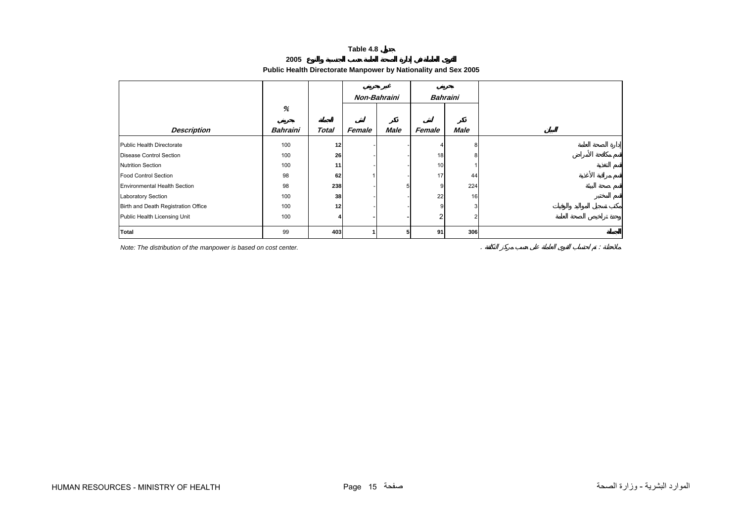**Table 4.8 جدول**

**القوى العاملة في إدارة الصحة العامة حسب الجنسية والنوع 2005**

**Public Health Directorate Manpower by Nationality and Sex 2005**

| | % | | غير بحريني Non-Bahraini | | بحريني Bahraini | | |
|---|---|---|---|---|---|---|---|
| ***Description*** | بحريني ***Bahraini*** | المجموع ***Total*** | أنثى ***Female*** | ذكر ***Male*** | أنثى ***Female*** | ذكر ***Male*** | البيان |
| Public Health Directorate | 100 | **12** | - | - | 4 | 8 | إدارة الصحة العامة |
| Disease Control Section | 100 | **26** | - | - | 18 | 8 | قسم مكافحة الأمراض |
| Nutrition Section | 100 | **11** | - | - | 10 | 1 | قسم التغذية |
| Food Control Section | 98 | **62** | 1 | - | 17 | 44 | قسم مراقبة الأغذية |
| Environmental Health Section | 98 | **238** | - | 5 | 9 | 224 | قسم صحة البيئة |
| Laboratory Section | 100 | **38** | - | - | 22 | 16 | قسم المختبر |
| Birth and Death Registration Office | 100 | **12** | - | - | 9 | 3 | مكتب تسجيل المواليد والوفيات |
| Public Health Licensing Unit | 100 | **4** | - | - | 2 | 2 | وحدة تراخيص الصحة العامة |
| **Total** | 99 | **403** | **1** | **5** | **91** | **306** | **المجموع** |

*Note: The distribution of the manpower is based on cost center.*

ملاحظة : تم احتساب القوى العاملة على حسب مركز التكلفة .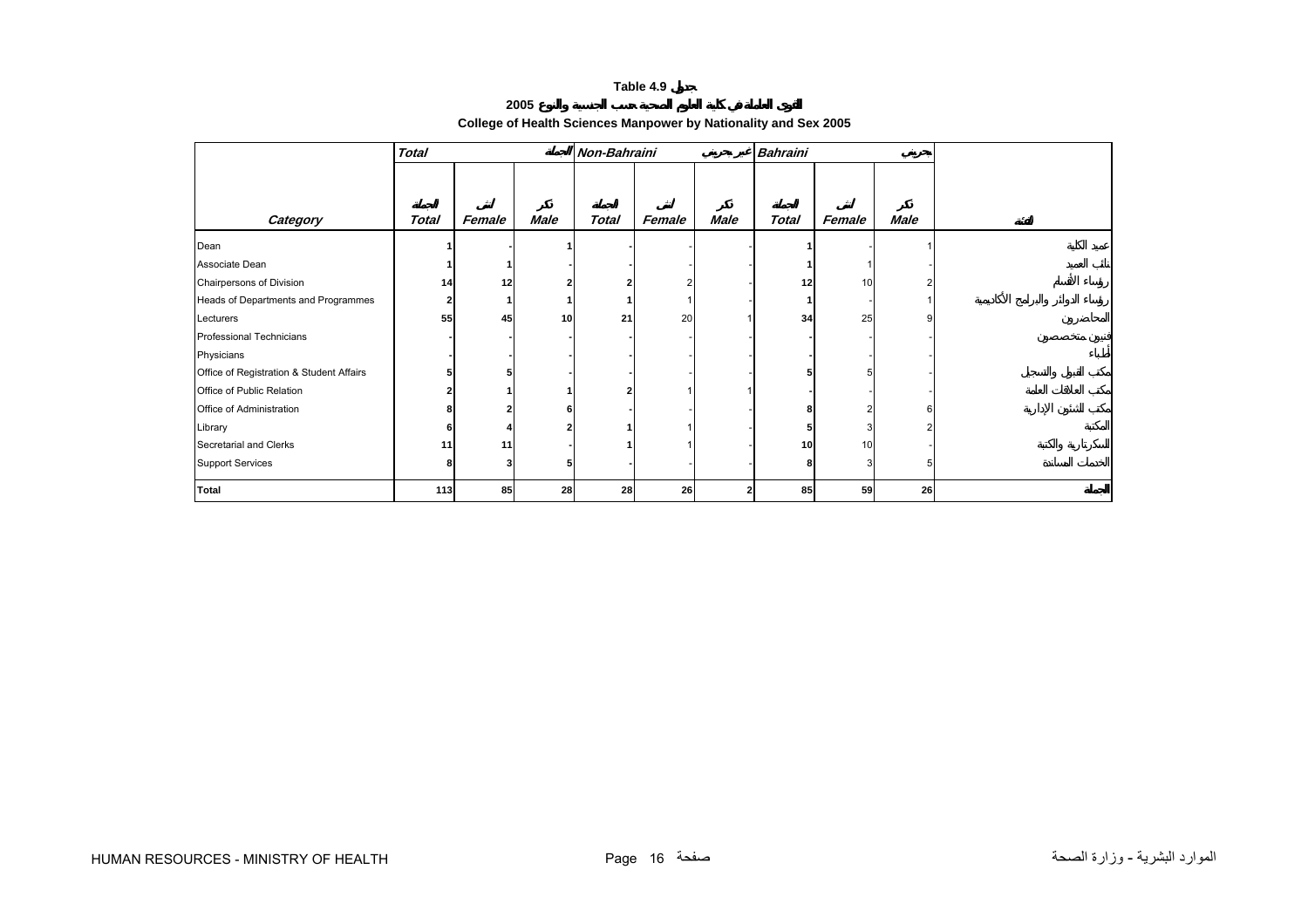**Table 4.9 جدول**

**القوى العاملة في كلية العلوم الصحية حسب الجنسية والنوع 2005**

**College of Health Sciences Manpower by Nationality and Sex 2005**

| | Total | | الجملة | Non-Bahraini | | غير بحريني | Bahraini | | بحريني | |
|---|---|---|---|---|---|---|---|---|---|---|
| **Category** | الجملة **Total** | أنثى **Female** | ذكر **Male** | الجملة **Total** | أنثى **Female** | ذكر **Male** | الجملة **Total** | أنثى **Female** | ذكر **Male** | الفئة |
| Dean | 1 | - | 1 | - | - | - | 1 | - | 1 | عميد الكلية |
| Associate Dean | 1 | 1 | - | - | - | - | 1 | 1 | - | نائب العميد |
| Chairpersons of Division | 14 | 12 | 2 | 2 | 2 | - | 12 | 10 | 2 | رؤساء الأقسام |
| Heads of Departments and Programmes | 2 | 1 | 1 | 1 | 1 | - | 1 | - | 1 | رؤساء الدوائر والبرامج الأكاديمية |
| Lecturers | 55 | 45 | 10 | 21 | 20 | 1 | 34 | 25 | 9 | المحاضرون |
| Professional Technicians | - | - | - | - | - | - | - | - | - | فنيون متخصصون |
| Physicians | - | - | - | - | - | - | - | - | - | أطباء |
| Office of Registration & Student Affairs | 5 | 5 | - | - | - | - | 5 | 5 | - | مكتب القبول والتسجيل |
| Office of Public Relation | 2 | 1 | 1 | 2 | 1 | 1 | - | - | - | مكتب العلاقات العامة |
| Office of Administration | 8 | 2 | 6 | - | - | - | 8 | 2 | 6 | مكتب الشئون الإدارية |
| Library | 6 | 4 | 2 | 1 | 1 | - | 5 | 3 | 2 | المكتبة |
| Secretarial and Clerks | 11 | 11 | - | 1 | 1 | - | 10 | 10 | - | السكرتارية والكتبة |
| Support Services | 8 | 3 | 5 | - | - | - | 8 | 3 | 5 | الخدمات المساندة |
| **Total** | **113** | **85** | **28** | **28** | **26** | **2** | **85** | **59** | **26** | **الجملة** |